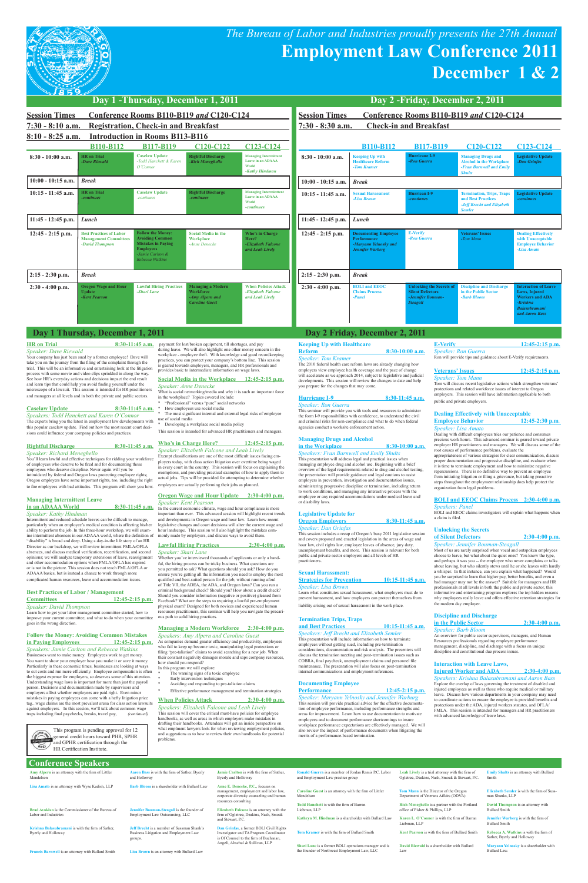# The Bureau of Labor and Industries proudly presents the 27th Annual Employment Law Conference 2011

## December 1 & 2

## Day 1 - Thursday, December 1, 2011

| Session Times | Conference Rooms B110-B119 *and* C120-C124 | | | |
|---|---|---|---|---|
| 7:30 - 8:10 a.m. | Registration, Check-in and Breakfast | | | |
| 8:10 - 8:25 a.m. | Introduction in Rooms B113-B116 | | | |
| | B110-B112 | B117-B119 | C120-C122 | C123-C124 |
| 8:30 - 10:00 a.m. | HR on Trial -*Dave Riewald* | Caselaw Update -*Todd Hanchett & Karen O'Connor* | Rightful Discharge -*Rich Meneghello* | Managing Intermittent Leave in an ADAAA World -*Kathy Hindman* |
| 10:00 - 10:15 a.m. | Break | | | |
| 10:15 - 11:45 a.m. | HR on Trial -*continues* | Caselaw Update -*continues* | Rightful Discharge -*continues* | Managing Intermittent Leave in an ADAAA World -*continues* |
| 11:45 - 12:45 p.m. | Lunch | | | |
| 12:45 - 2:15 p.m. | Best Practices of Labor Management Committees -*David Thompson* | Follow the Money: Avoiding Common Mistakes in Paying Employees -*Jamie Carlton & Rebecca Watkins* | Social Media in the Workplace -*Anne Denecke* | Who's in Charge Here? -*Elizabeth Falcone and Leah Lively* |
| 2:15 - 2:30 p.m. | Break | | | |
| 2:30 - 4:00 p.m. | Oregon Wage and Hour Update -*Kent Pearson* | Lawful Hiring Practices -*Shari Lane* | Managing a Modern Workforce -*Amy Alpern and Caroline Guest* | When Policies Attack -*Elizabeth Falcone and Leah Lively* |

## Day 2 - Friday, December 2, 2011

| Session Times | Conference Rooms B110-B119 *and* C120-C124 | | | |
|---|---|---|---|---|
| 7:30 - 8:30 a.m. | Check-in and Breakfast | | | |
| | B110-B112 | B117-B119 | C120-C122 | C123-C124 |
| 8:30 - 10:00 a.m. | Keeping Up with Healthcare Reform -*Tom Kramer* | Hurricane I-9 -*Ron Guerra* | Managing Drugs and Alcohol in the Workplace -*Fran Barnwell and Emily Shults* | Legislative Update -*Dan Grinfas* |
| 10:00 - 10:15 a.m. | Break | | | |
| 10:15 - 11:45 a.m. | Sexual Harassment -*Lisa Brown* | Hurricane I-9 -*continues* | Termination, Trips, Traps and Best Practices -*Jeff Brecht and Elizabeth Semler* | Legislative Update -*continues* |
| 11:45 - 12:45 p.m. | Lunch | | | |
| 12:45 - 2:15 p.m. | Documenting Employee Performance -*Maryann Yelnosky and Jennifer Warberg* | E-Verify -*Ron Guerra* | Veterans' Issues -*Tom Mann* | Dealing Effectively with Unacceptable Employee Behavior -*Lisa Amato* |
| 2:15 - 2:30 p.m. | Break | | | |
| 2:30 - 4:00 p.m. | BOLI and EEOC Claims Process -*Panel* | Unlocking the Secrets of Silent Defectors -*Jennifer Bouman-Steagall* | Discipline and Discharge in the Public Sector -*Barb Bloom* | Interaction of Leave Laws, Injured Workers and ADA -*Krishna Balasubramani and Aaron Bass* |

## Day 1 Thursday, December 1, 2011

### HR on Trial — 8:30-11:45 a.m.
*Speaker: Dave Riewald*

Your company has just been sued by a former employee! Dave will take you on the journey from the filing of the complaint through the trial. This will be an informative and entertaining look at the litigation process with some movie and video clips sprinkled in along the way. See how HR's everyday actions and decisions impact the end result and learn tips that could help you avoid finding yourself under the microscope of a lawsuit. This session is intended for HR practitioners and managers at all levels and in both the private and public sectors.

### Caselaw Update — 8:30-11:45 a.m.
*Speakers: Todd Hanchett and Karen O'Connor*

The experts bring you the latest in employment law developments with this popular caselaw update. Find out how the most recent court decisions could influence your company policies and practices.

### Rightful Discharge — 8:30-11:45 a.m.
*Speaker: Richard Meneghello*

You'll learn lawful and effective techniques for ridding your workforce of employees who deserve to be fired and for documenting those employees who deserve discipline. Never again will you be intimidated by federal and Oregon laws protecting employee rights; Oregon employers have some important rights, too, including the right to fire employees with bad attitudes. This program will show you how.

### Managing Intermittent Leave in an ADAAA World — 8:30-11:45 a.m.
*Speaker: Kathy Hindman*

Intermittent and reduced schedule leaves can be difficult to manage, particularly when an employee's medical condition is affecting his/her ability to perform the job. In this three-hour workshop, we will examine intermittent absences in our ADAAA world, where the definition of "disability" is broad and deep. Using a day-in-the-life story of an HR Director as our backdrop, we will review intermittent FMLA/OFLA absences, and discuss medical verification, recertification, and second opinions, we will analyze temporary extensions of leave, reassignment and other accommodation options when FMLA/OFLA has expired or is not in the picture. This session does not teach FMLA/OFLA or ADAAA basics, but is instead a chance to work through more complicated human resources, leave and accommodation issues.

### Best Practices of Labor / Management Committees — 12:45-2:15 p.m.
*Speaker: David Thompson*

Learn how to get your labor management committee started, how to improve your current committee, and what to do when your committee goes in the wrong direction.

### Follow the Money: Avoiding Common Mistakes in Paying Employees — 12:45-2:15 p.m.
*Speakers: Jamie Carlton and Rebecca Watkins*

Businesses want to make money. Employees work to get money. You want to show your employer how you make it or save it money. Particularly in these economic times, businesses are looking at ways to cut costs and run more efficiently. Employee compensation is often the biggest expense for employers, so deserves some of this attention. Understanding wage laws is important for more than just the payroll person. Decisions and documentation made by supervisors and employers affect whether employees are paid right. Even minor mistakes in paying employees can come with a hefty litigation price tag...wage claims are the most prevalent arena for class action lawsuits against employers. In this session, we'll talk about common wage traps including final paychecks, breaks, travel pay, *(continued)* payment for lost/broken equipment, till shortages, and pay during leave. We will also highlight one other money concern in the workplace - employee theft. With knowledge and good recordkeeping practices, you can protect your company's bottom line. This session is geared towards employers, managers, and HR professionals and provides basic to intermediate information on wage laws.

### Social Media in the Workplace — 12:45-2:15 p.m.
*Speaker: Anne Denecke*

What is social networking/media and why it is such an important force in the workplace? Topics covered include:

* "Professional" versus "pure" social networks
* How employees use social media
* The most significant internal and external legal risks of employee use of social media
* Developing a workplace social media policy

This session is intended for advanced HR practitioners and managers.

### Who's in Charge Here? — 12:45-2:15 p.m.
*Speaker: Elizabeth Falcone and Leah Lively*

Exempt classifications are one of the most difficult issues facing employers today, with class action litigation over overtime being waged in every court in the country. This session will focus on explaining the exemptions, and providing practical examples of how to apply them to actual jobs. Tips will be provided for attempting to determine whether employees are actually performing their jobs as planned.

### Oregon Wage and Hour Update — 2:30-4:00 p.m.
*Speaker: Kent Pearson*

In the current economic climate, wage and hour compliance is more important than ever. This advanced session will highlight recent trends and developments in Oregon wage and hour law. Learn how recent legislative changes and court decisions will alter the current wage and hour landscape. This session will also highlight the mistakes commonly made by employers, and discuss ways to avoid them.

### Lawful Hiring Practices — 2:30-4:00 p.m.
*Speaker: Shari Lane*

Whether you've interviewed thousands of applicants or only a handful, the hiring process can be tricky business. What questions are you permitted to ask? What questions should you ask? How do you ensure you're getting all the information you need to employ the most qualified and best-suited person for the job, without running afoul of Title VII, the ADEA, the ADA, and Oregon laws? Can you run a criminal background check? Should you? How about a credit check? Should you consider information (negative or positive) gleaned from Facebook? What are the steps to requiring a lawful pre-employment physical exam? Designed for both novices and experienced human resources practitioners, this seminar will help you navigate the precarious path to solid hiring practices.

### Managing a Modern Workforce — 2:30-4:00 p.m.
*Speakers: Amy Alpern and Caroline Guest*

As companies demand greater efficiency and productivity, employees who fail to keep up become toxic, manipulating legal protections or filing "pre-taliation" claims to avoid searching for a new job. When their constant negativity damages morale and saps company resources, how should you respond?

In this program we will explore:

* The warning signs of a toxic employee
* Early intervention techniques
* Avoiding and responding to pre-taliation claims
* Effective performance management and termination strategies

### When Policies Attack — 2:30-4:00 p.m.
*Speakers: Elizabeth Falcone and Leah Lively*

This session will cover the critical must-have policies for employee handbooks, as well as areas in which employers make mistakes in drafting their handbooks. Attendees will get an inside perspective on what emplment lawyers look for when reviewing employment policies, and suggestions as to how to review their own handbooks for potential problems.

This program is pending approval for 12 general credit hours toward PHR, SPHR and GPHR certification through the HR Certification Institute.

## Day 2 Friday, December 2, 2011

### Keeping Up with Healthcare Reform — 8:30-10:00 a.m.
*Speaker: Tom Kramer*

The 2010 federal health care reform laws are already changing how employers view employee health coverage and the pace of change will accelerate as we approach 2014, subject to legislative and judicial developments. This session will review the changes to date and help you prepare for the changes that may come.

### Hurricane I-9 — 8:30-11:45 a.m.
*Speaker: Ron Guerra*

This seminar will provide you with tools and resources to administer the form I-9 responsibilities with confidence, to understand the civil and criminal risks for non-compliance and what to do when federal agencies conduct a worksite enforcement action.

### Managing Drugs and Alcohol in the Workplace — 8:30-10:00 a.m.
*Speakers: Fran Barnwell and Emily Shults*

This presentation will address legal and practical issues when managing employee drug and alcohol use. Beginning with a brief overview of the legal requirements related to drug and alcohol testing, the presentation will provide guidance and legal cautions to assist employers in prevention, investigation and documentation issues, administering progressive discipline or termination, including return to work conditions, and managing any interactive process with the employee or any required accommodations under medical leave and/or disability laws.

### Legislative Update for Oregon Employers — 8:30-11:45 a.m.
*Speaker: Dan Grinfas*

This session includes a recap of Oregon's busy 2011 legislative session and covers proposed and enacted legislation in the areas of wage and hour law, civil rights law, employee leaves of absence, jury duty, unemployment benefits, and more. This session is relevant for both public and private sector employers and all levels of HR practitioners.

### Sexual Harassment: Strategies for Prevention — 10:15-11:45 a.m.
*Speaker: Lisa Brown*

Learn what constitutes sexual harassment, what employers must do to prevent harassment, and how employers can protect themselves from liability arising out of sexual harassment in the work place.

### Termination Trips, Traps and Best Practices — 10:15-11:45 a.m.
*Speakers: Jeff Brecht and Elizabeth Semler*

This presentation will include information on how to terminate employees without getting sued, including pre-termination considerations, documentation and risk analysis. The presenters will discuss the termination meeting and post-termination issues such as COBRA, final paycheck, unemployment claims and personnel file maintenance. The presentation will also focus on post-termination internal communications and employment references.

### Documenting Employee Performance — 12:45-2:15 p.m.
*Speaker: Maryann Yelnosky and Jennifer Warburg*

This session will provide practical advice for the effective documentation of employee performance, including performance strengths and areas for improvement. Learn how to use documentation to motivate employees and to document performance shortcomings to insure workplace performance expectations are effectively managed. We will also review the impact of performance documents when litigating the merits of a performance-based termination.

### E-Verify — 12:45-2:15 p.m.
*Speaker: Ron Guerra*

Ron will provide tips and guidance about E-Verify requirements.

### Veterans' Issues — 12:45-2:15 p.m.
*Speaker: Tom Mann*

Tom will discuss recent legislative actions which strengthen veterans' protections and related workforce issues of interest to Oregon employers. This session will have information applicable to both public and private employers.

### Dealing Effectively with Unacceptable Employee Behavior — 12:45-2:30 p.m.
*Speaker: Lisa Amato*

Dealing with difficult employees tries our patience and consumes precious work hours. This advanced seminar is geared toward private employer HR practitioners and managers. We will discuss some of the root causes of performance problems, evaluate the appropriateness of various strategies for clear communication, discuss proper documentation and progressive discipline, and evaluate when it is time to terminate employment and how to minimize negative repercussions. There is no definitive way to prevent an employee from initiating litigation or filing a grievance, but taking proactive steps throughout the employment relationship does help protect the organization from legal problems.

### BOLI and EEOC Claims Process — 2:30-4:00 p.m.
*Speakers: Panel*

BOLI and EEOC claims investigators will explain what happens when a claim is filed.

### Unlocking the Secrets of Silent Defectors — 2:30-4:00 p.m.
*Speaker: Jennifer Bouman-Steagall*

Most of us are rarely surprised when vocal and outspoken employees choose to leave, but what about the quiet ones? You know the type, and perhaps it was you -- the employee who never complains or talks about leaving, but who silently stews until he or she leaves with hardly a whisper. In that instance, can you explain what happened? Would you be surprised to learn that higher pay, better benefits, and even a bad manager may not be the answer? Suitable for managers and HR professionals at all levels in both the public and private sector, this informative and entertaining program explores the top hidden reasons why employees really leave and offers effective retention strategies for the modern day employer.

### Discipline and Discharge in the Public Sector — 2:30-4:00 p.m.
*Speaker: Barb Bloom*

An overview for public sector supervisors, managers, and Human Resources professionals regarding employee performance management, discipline, and discharge with a focus on unique discipline and constitutional due process issues.

### Interaction with Leave Laws, Injured Worker and ADA — 2:30-4:00 p.m.
*Speakers: Krishna Balasubramani and Aaron Bass*

Explore the overlap of laws governing the treatment of disabled and injured employees as well as those who require medical or military leave. Discuss how various departments in your company may need to coordinate actions to ensure the employee is provided benefits and protections under the ADA, injured workers statutes, and OFLA/FMLA. This session is intended for managers and HR practitioners with advanced knowledge of leave laws.

## Conference Speakers

**Amy Alpern** is an attorney with the firm of Littler Mendelson

**Lisa Amato** is an attorney with Wyse Kadish, LLP

**Brad Avakian** is the Commissioner of the Bureau of Labor and Industries

**Krishna Balasubramani** is with the firm of Sather, Byerly and Holloway

**Francis Barnwell** is an attorney with Bullard Smith

**Aaron Bass** is with the firm of Sather, Byerly and Holloway

**Barb Bloom** is a shareholder with Bullard Law

**Jennifer Bouman-Steagall** is the founder of Employment Law Outsourcing, LLC

**Jeff Brecht** is a member of Sussman Shank's Business Litigation and Employment Law groups.

**Lisa Brown** is an attorney with Bullard Law

**Jamie Carlton** is with the firm of Sather, Byerly and Holloway

**Anne E. Denecke, P.C.**, focuses on management, employment and labor law, corporate diversity counseling and human resources consulting

**Elizabeth Falcone** is an attorney with the firm of Ogletree, Deakins, Nash, Smoak and Stewart, P.C.

**Dan Grinfas**, a former BOLI Civil Rights Investigator and TA Program Coordinator is Of Counsel to the firm of Buchanan, Angeli, Altschul & Sullivan, LLP

**Ronald Guerra** is a member of Jordan Ramis P.C. Labor and Employment Law practice group

**Caroline Guest** is an attorney with the firm of Littler Mendelson

**Todd Hanchett** is with the firm of Barran Liebman, LLP

**Kathryn M. Hindman** is a shareholder with Bullard Law

**Tom Kramer** is with the firm of Bullard Smith

**Shari Lane** is a former BOLI operations manager and is the founder of Northwest Employment Law, LLC

**Leah Lively** is a trial attorney with the firm of Ogletree, Deakins, Nash, Smoak & Stewart, P.C.

**Tom Mann** is the Director of the Oregon Department of Veterans Affairs (ODVA)

**Rich Meneghello** is a partner with the Portland office of Fisher & Phillips, LLP

**Karen L. O'Connor** is with the firm of Barran Liebman, LLP

**Kent Pearson** is with the firm of Bullard Smith

**David Riewald** is a shareholder with Bullard Law

**Emily Shults** is an attorney with Bullard Smith

**Elizabeth Semler** is with the firm of Sussman Shank, LLP

**David Thompson** is an attorney with Bullard Smith

**Jennifer Warburg** is with the firm of Bullard Smith

**Rebecca A. Watkins** is with the firm of Sather, Byerly and Holloway

**Maryann Yelnosky** is a shareholder with Bullard Law.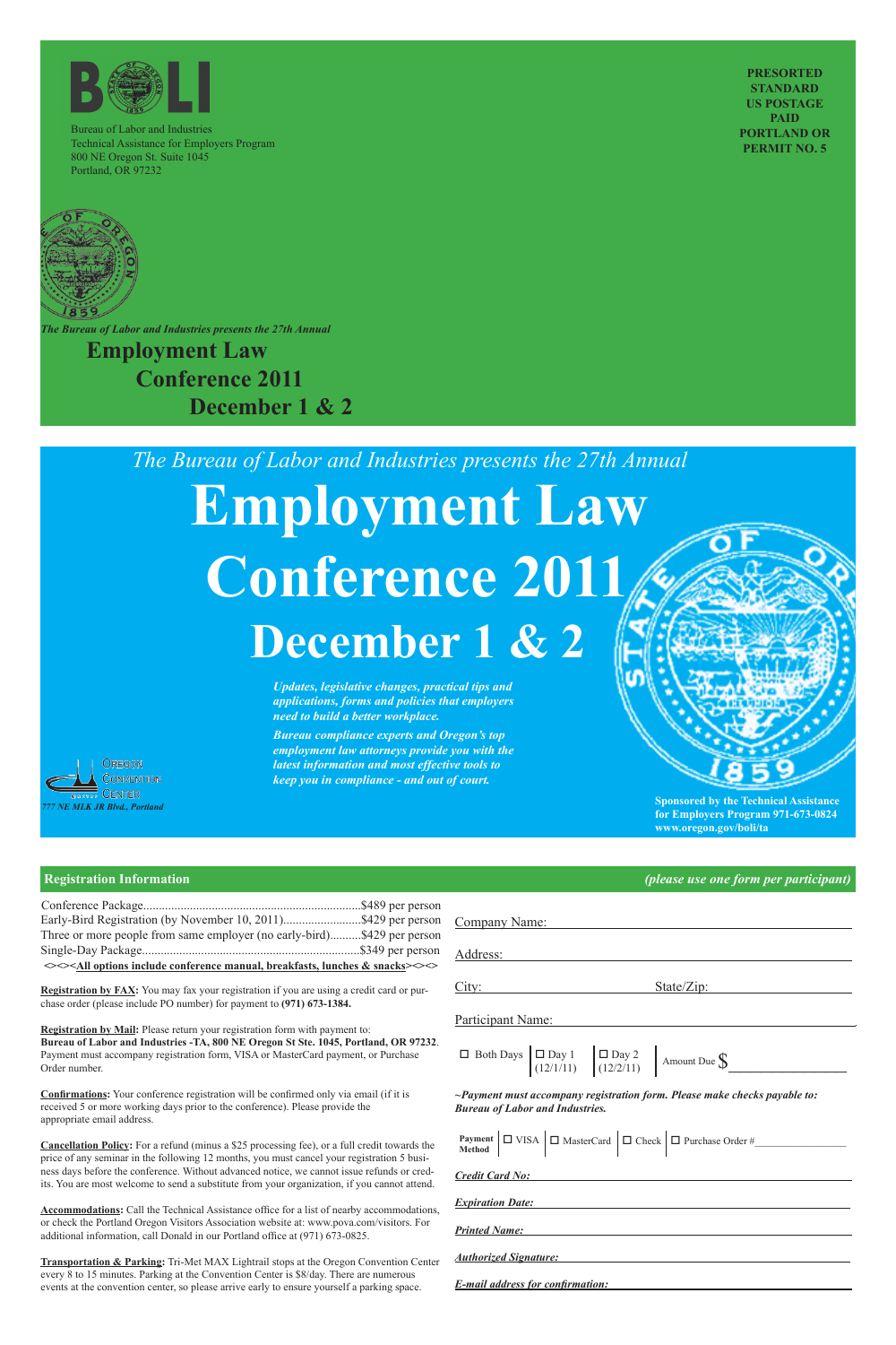BOLI

Bureau of Labor and Industries
Technical Assistance for Employers Program
800 NE Oregon St. Suite 1045
Portland, OR 97232

**PRESORTED STANDARD US POSTAGE PAID PORTLAND OR PERMIT NO. 5**

*The Bureau of Labor and Industries presents the 27th Annual*

**Employment Law Conference 2011 December 1 & 2**

*The Bureau of Labor and Industries presents the 27th Annual*

# Employment Law Conference 2011

## December 1 & 2

***Updates, legislative changes, practical tips and applications, forms and policies that employers need to build a better workplace.***

***Bureau compliance experts and Oregon's top employment law attorneys provide you with the latest information and most effective tools to keep you in compliance - and out of court.***

Oregon Convention Center
*777 NE MLK JR Blvd., Portland*

**Sponsored by the Technical Assistance for Employers Program 971-673-0824 www.oregon.gov/boli/ta**

## Registration Information

*(please use one form per participant)*

Conference Package.....................................................................$489 per person
Early-Bird Registration (by November 10, 2011).........................$429 per person
Three or more people from same employer (no early-bird)..........$429 per person
Single-Day Package.....................................................................$349 per person

**<><><All options include conference manual, breakfasts, lunches & snacks><><>**

**Registration by FAX:** You may fax your registration if you are using a credit card or purchase order (please include PO number) for payment to **(971) 673-1384.**

**Registration by Mail:** Please return your registration form with payment to:
**Bureau of Labor and Industries -TA, 800 NE Oregon St Ste. 1045, Portland, OR 97232**. Payment must accompany registration form, VISA or MasterCard payment, or Purchase Order number.

**Confirmations:** Your conference registration will be confirmed only via email (if it is received 5 or more working days prior to the conference). Please provide the appropriate email address.

**Cancellation Policy:** For a refund (minus a $25 processing fee), or a full credit towards the price of any seminar in the following 12 months, you must cancel your registration 5 business days before the conference. Without advanced notice, we cannot issue refunds or credits. You are most welcome to send a substitute from your organization, if you cannot attend.

**Accommodations:** Call the Technical Assistance office for a list of nearby accommodations, or check the Portland Oregon Visitors Association website at: www.pova.com/visitors. For additional information, call Donald in our Portland office at (971) 673-0825.

**Transportation & Parking:** Tri-Met MAX Lightrail stops at the Oregon Convention Center every 8 to 15 minutes. Parking at the Convention Center is $8/day. There are numerous events at the convention center, so please arrive early to ensure yourself a parking space.

Company Name: ______________________________

Address: ______________________________

City: ______________ State/Zip: ______________

Participant Name: ______________________________

☐ Both Days | ☐ Day 1 (12/1/11) | ☐ Day 2 (12/2/11) | Amount Due $__________

***~Payment must accompany registration form. Please make checks payable to: Bureau of Labor and Industries.***

**Payment Method** | ☐ VISA | ☐ MasterCard | ☐ Check | ☐ Purchase Order #__________

***Credit Card No:*** ______________________________

***Expiration Date:*** ______________________________

***Printed Name:*** ______________________________

***Authorized Signature:*** ______________________________

***E-mail address for confirmation:*** ______________________________